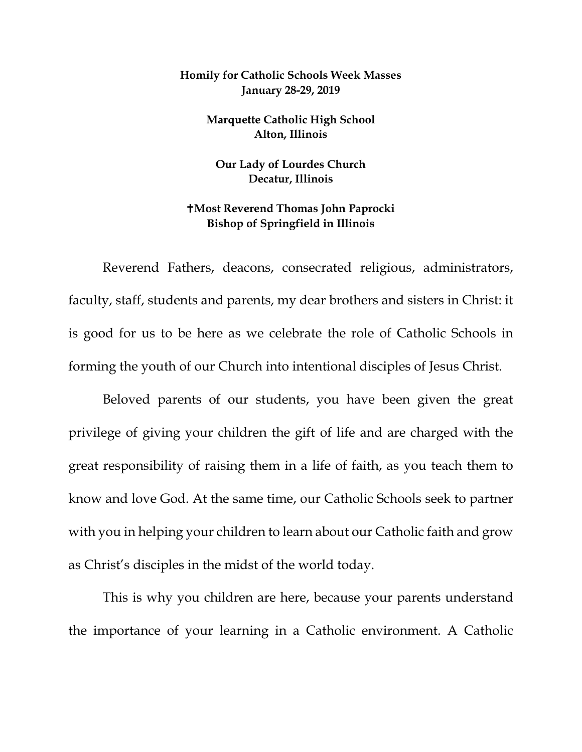**Homily for Catholic Schools Week Masses**
**January 28-29, 2019**

**Marquette Catholic High School**
**Alton, Illinois**

**Our Lady of Lourdes Church**
**Decatur, Illinois**

**✝Most Reverend Thomas John Paprocki**
**Bishop of Springfield in Illinois**

Reverend Fathers, deacons, consecrated religious, administrators, faculty, staff, students and parents, my dear brothers and sisters in Christ: it is good for us to be here as we celebrate the role of Catholic Schools in forming the youth of our Church into intentional disciples of Jesus Christ.

Beloved parents of our students, you have been given the great privilege of giving your children the gift of life and are charged with the great responsibility of raising them in a life of faith, as you teach them to know and love God. At the same time, our Catholic Schools seek to partner with you in helping your children to learn about our Catholic faith and grow as Christ's disciples in the midst of the world today.

This is why you children are here, because your parents understand the importance of your learning in a Catholic environment. A Catholic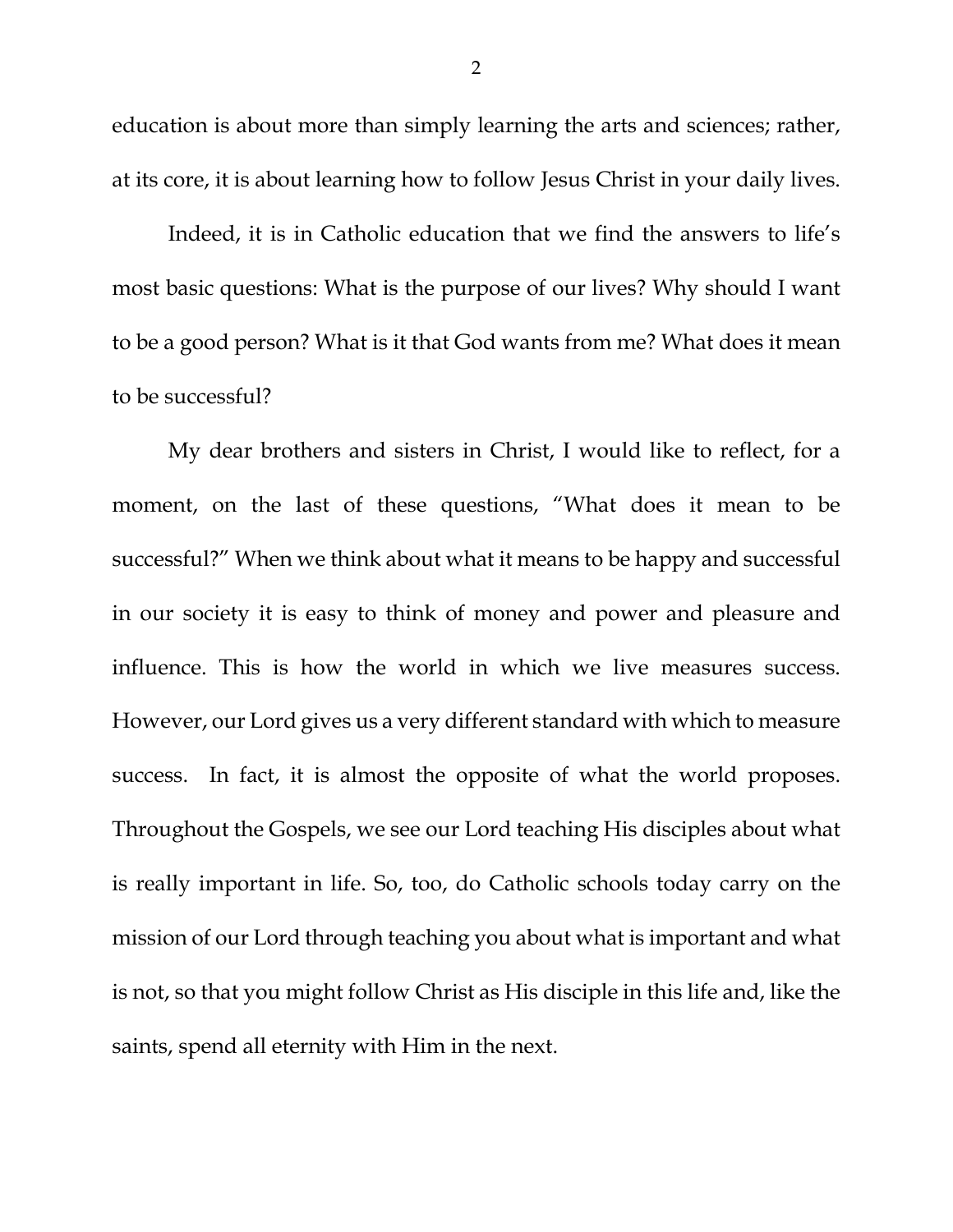education is about more than simply learning the arts and sciences; rather, at its core, it is about learning how to follow Jesus Christ in your daily lives.

Indeed, it is in Catholic education that we find the answers to life's most basic questions: What is the purpose of our lives? Why should I want to be a good person? What is it that God wants from me? What does it mean to be successful?

My dear brothers and sisters in Christ, I would like to reflect, for a moment, on the last of these questions, "What does it mean to be successful?" When we think about what it means to be happy and successful in our society it is easy to think of money and power and pleasure and influence. This is how the world in which we live measures success. However, our Lord gives us a very different standard with which to measure success. In fact, it is almost the opposite of what the world proposes. Throughout the Gospels, we see our Lord teaching His disciples about what is really important in life. So, too, do Catholic schools today carry on the mission of our Lord through teaching you about what is important and what is not, so that you might follow Christ as His disciple in this life and, like the saints, spend all eternity with Him in the next.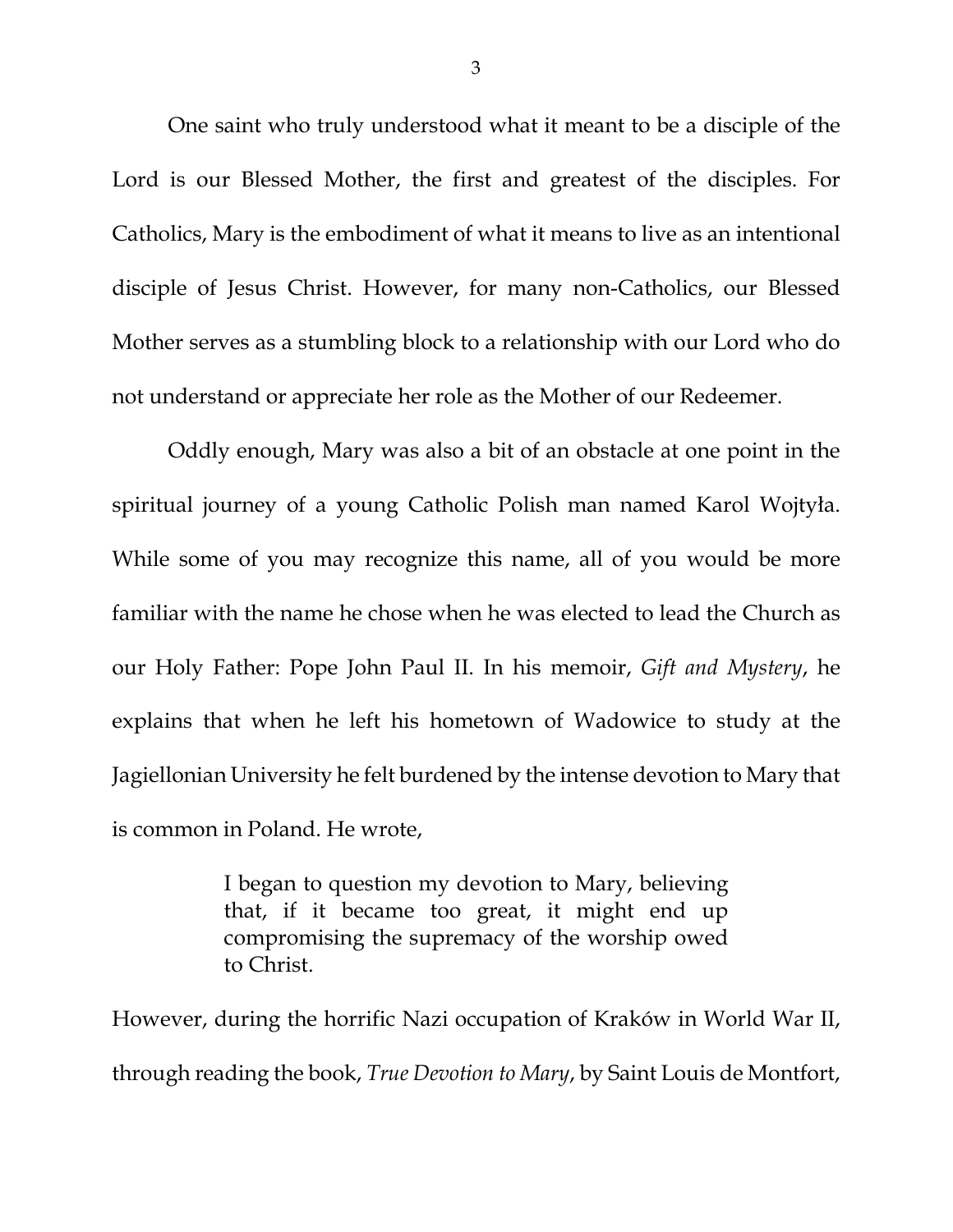One saint who truly understood what it meant to be a disciple of the Lord is our Blessed Mother, the first and greatest of the disciples. For Catholics, Mary is the embodiment of what it means to live as an intentional disciple of Jesus Christ. However, for many non-Catholics, our Blessed Mother serves as a stumbling block to a relationship with our Lord who do not understand or appreciate her role as the Mother of our Redeemer.

Oddly enough, Mary was also a bit of an obstacle at one point in the spiritual journey of a young Catholic Polish man named Karol Wojtyła. While some of you may recognize this name, all of you would be more familiar with the name he chose when he was elected to lead the Church as our Holy Father: Pope John Paul II. In his memoir, *Gift and Mystery*, he explains that when he left his hometown of Wadowice to study at the Jagiellonian University he felt burdened by the intense devotion to Mary that is common in Poland. He wrote,

> I began to question my devotion to Mary, believing that, if it became too great, it might end up compromising the supremacy of the worship owed to Christ.

However, during the horrific Nazi occupation of Kraków in World War II, through reading the book, *True Devotion to Mary*, by Saint Louis de Montfort,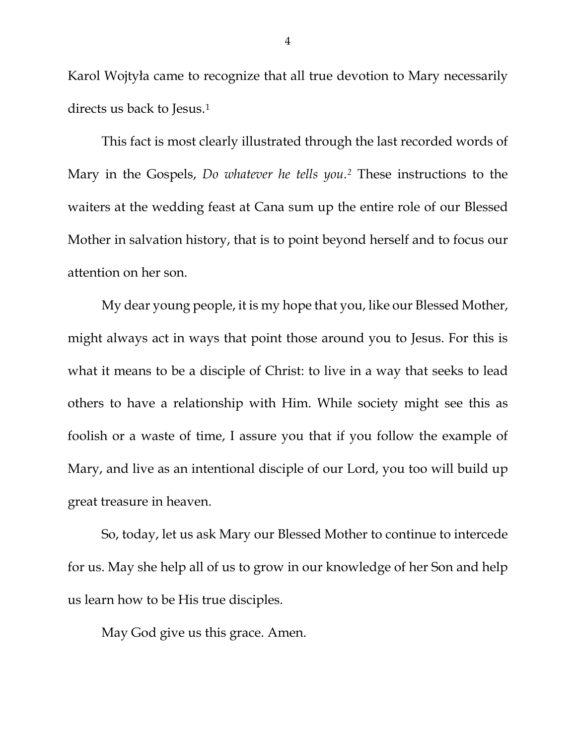Karol Wojtyła came to recognize that all true devotion to Mary necessarily directs us back to Jesus.[1]

This fact is most clearly illustrated through the last recorded words of Mary in the Gospels, *Do whatever he tells you.*[2] These instructions to the waiters at the wedding feast at Cana sum up the entire role of our Blessed Mother in salvation history, that is to point beyond herself and to focus our attention on her son.

My dear young people, it is my hope that you, like our Blessed Mother, might always act in ways that point those around you to Jesus. For this is what it means to be a disciple of Christ: to live in a way that seeks to lead others to have a relationship with Him. While society might see this as foolish or a waste of time, I assure you that if you follow the example of Mary, and live as an intentional disciple of our Lord, you too will build up great treasure in heaven.

So, today, let us ask Mary our Blessed Mother to continue to intercede for us. May she help all of us to grow in our knowledge of her Son and help us learn how to be His true disciples.

May God give us this grace. Amen.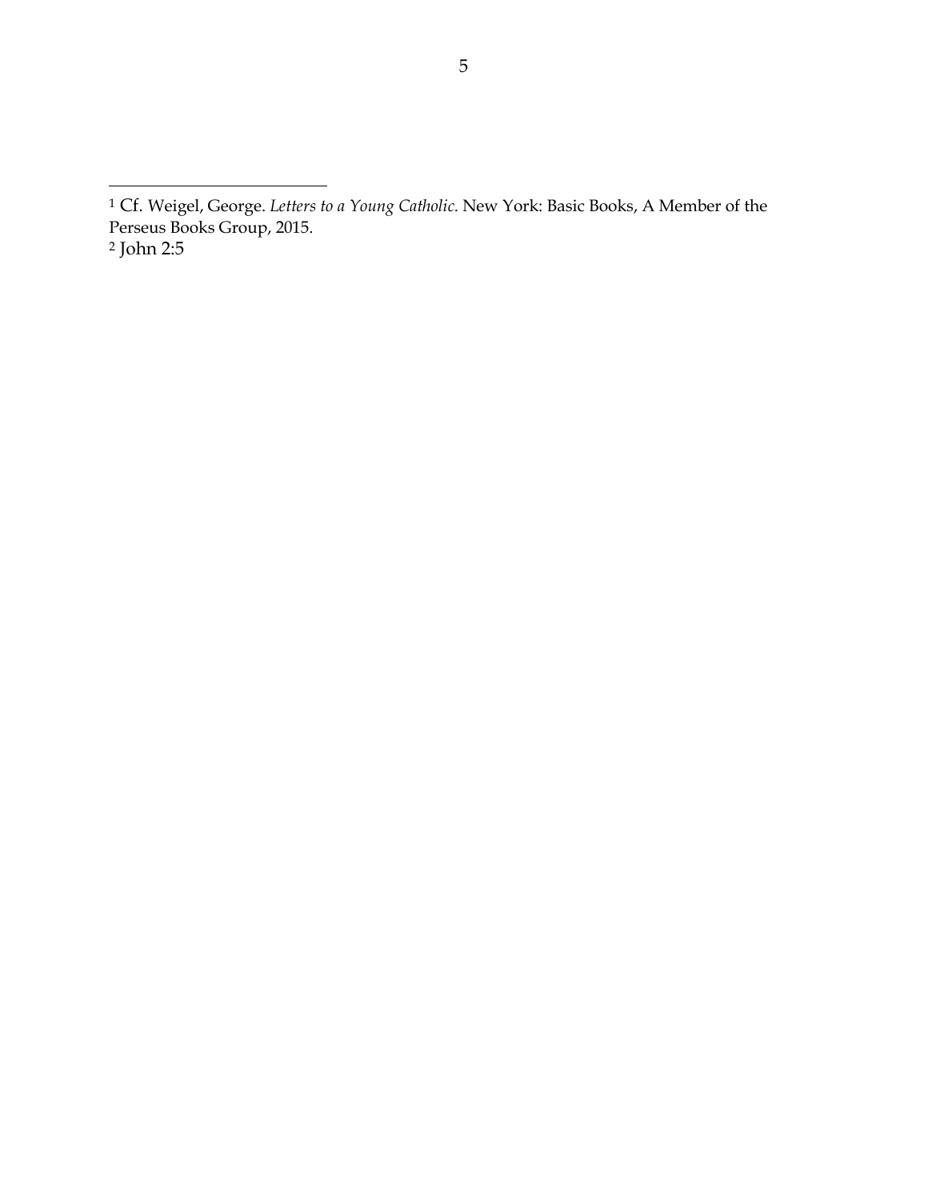[1] Cf. Weigel, George. *Letters to a Young Catholic*. New York: Basic Books, A Member of the Perseus Books Group, 2015.

[2] John 2:5